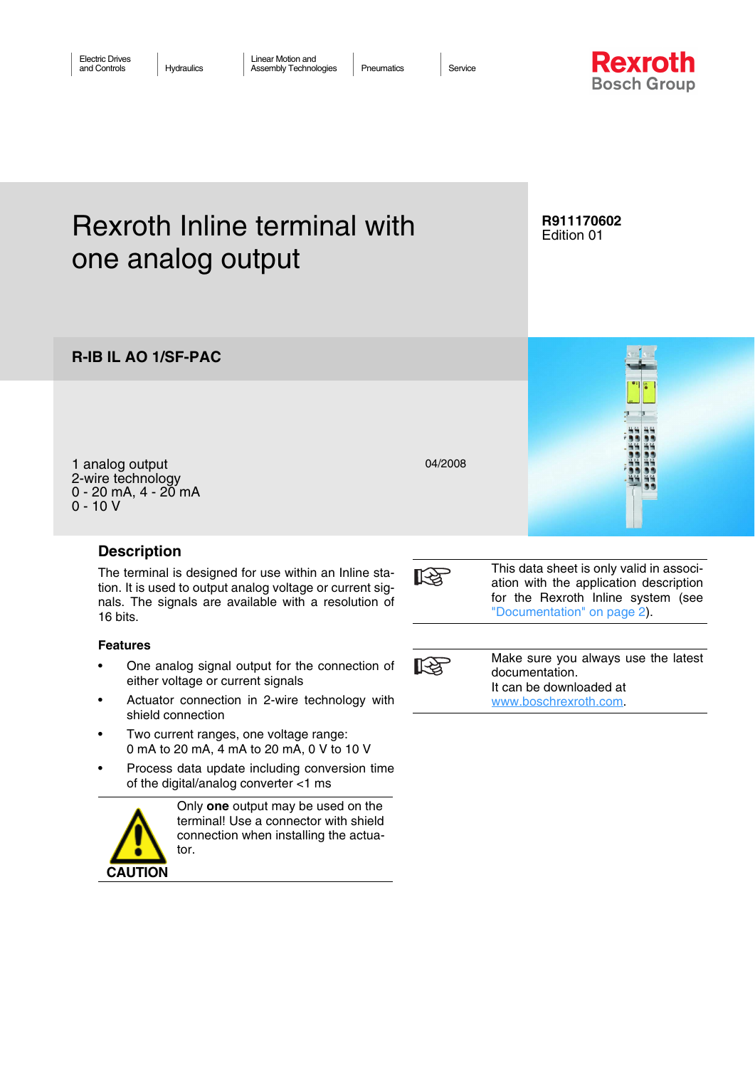Electric Drives and Controls | Hydraulics | Linear Motion and Assembly Technologies | Pneumatics | Service

**Rexroth**
Bosch Group

# Rexroth Inline terminal with one analog output

**R911170602**
Edition 01

## R-IB IL AO 1/SF-PAC

1 analog output
2-wire technology
0 - 20 mA, 4 - 20 mA
0 - 10 V

04/2008

## Description

The terminal is designed for use within an Inline station. It is used to output analog voltage or current signals. The signals are available with a resolution of 16 bits.

### Features

- One analog signal output for the connection of either voltage or current signals
- Actuator connection in 2-wire technology with shield connection
- Two current ranges, one voltage range:
  0 mA to 20 mA, 4 mA to 20 mA, 0 V to 10 V
- Process data update including conversion time of the digital/analog converter <1 ms

**CAUTION**

Only **one** output may be used on the terminal! Use a connector with shield connection when installing the actuator.

This data sheet is only valid in association with the application description for the Rexroth Inline system (see "Documentation" on page 2).

Make sure you always use the latest documentation.
It can be downloaded at www.boschrexroth.com.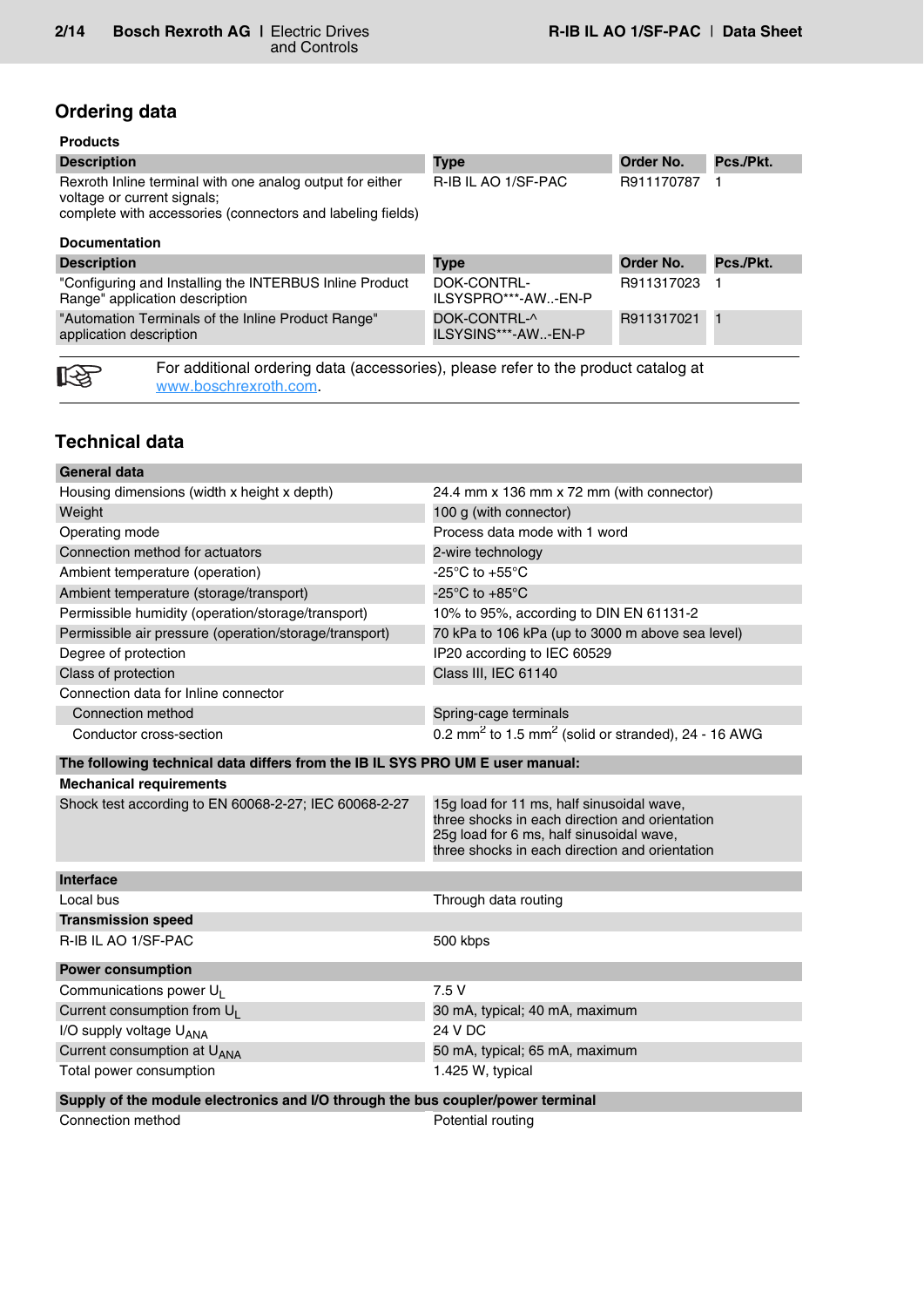## Ordering data

### Products

| Description | Type | Order No. | Pcs./Pkt. |
|---|---|---|---|
| Rexroth Inline terminal with one analog output for either voltage or current signals; complete with accessories (connectors and labeling fields) | R-IB IL AO 1/SF-PAC | R911170787 | 1 |

### Documentation

| Description | Type | Order No. | Pcs./Pkt. |
|---|---|---|---|
| "Configuring and Installing the INTERBUS Inline Product Range" application description | DOK-CONTRL-ILSYSPRO***-AW..-EN-P | R911317023 | 1 |
| "Automation Terminals of the Inline Product Range" application description | DOK-CONTRL-^ ILSYSINS***-AW..-EN-P | R911317021 | 1 |

For additional ordering data (accessories), please refer to the product catalog at www.boschrexroth.com.

## Technical data

| General data | |
|---|---|
| Housing dimensions (width x height x depth) | 24.4 mm x 136 mm x 72 mm (with connector) |
| Weight | 100 g (with connector) |
| Operating mode | Process data mode with 1 word |
| Connection method for actuators | 2-wire technology |
| Ambient temperature (operation) | -25°C to +55°C |
| Ambient temperature (storage/transport) | -25°C to +85°C |
| Permissible humidity (operation/storage/transport) | 10% to 95%, according to DIN EN 61131-2 |
| Permissible air pressure (operation/storage/transport) | 70 kPa to 106 kPa (up to 3000 m above sea level) |
| Degree of protection | IP20 according to IEC 60529 |
| Class of protection | Class III, IEC 61140 |
| Connection data for Inline connector | |
| Connection method | Spring-cage terminals |
| Conductor cross-section | 0.2 $mm^2$ to 1.5 $mm^2$ (solid or stranded), 24 - 16 AWG |

| The following technical data differs from the IB IL SYS PRO UM E user manual: | |
|---|---|
| **Mechanical requirements** | |
| Shock test according to EN 60068-2-27; IEC 60068-2-27 | 15g load for 11 ms, half sinusoidal wave, three shocks in each direction and orientation 25g load for 6 ms, half sinusoidal wave, three shocks in each direction and orientation |

| Interface | |
|---|---|
| Local bus | Through data routing |
| **Transmission speed** | |
| R-IB IL AO 1/SF-PAC | 500 kbps |

| Power consumption | |
|---|---|
| Communications power $U_L$ | 7.5 V |
| Current consumption from $U_L$ | 30 mA, typical; 40 mA, maximum |
| I/O supply voltage $U_{ANA}$ | 24 V DC |
| Current consumption at $U_{ANA}$ | 50 mA, typical; 65 mA, maximum |
| Total power consumption | 1.425 W, typical |

| Supply of the module electronics and I/O through the bus coupler/power terminal | |
|---|---|
| Connection method | Potential routing |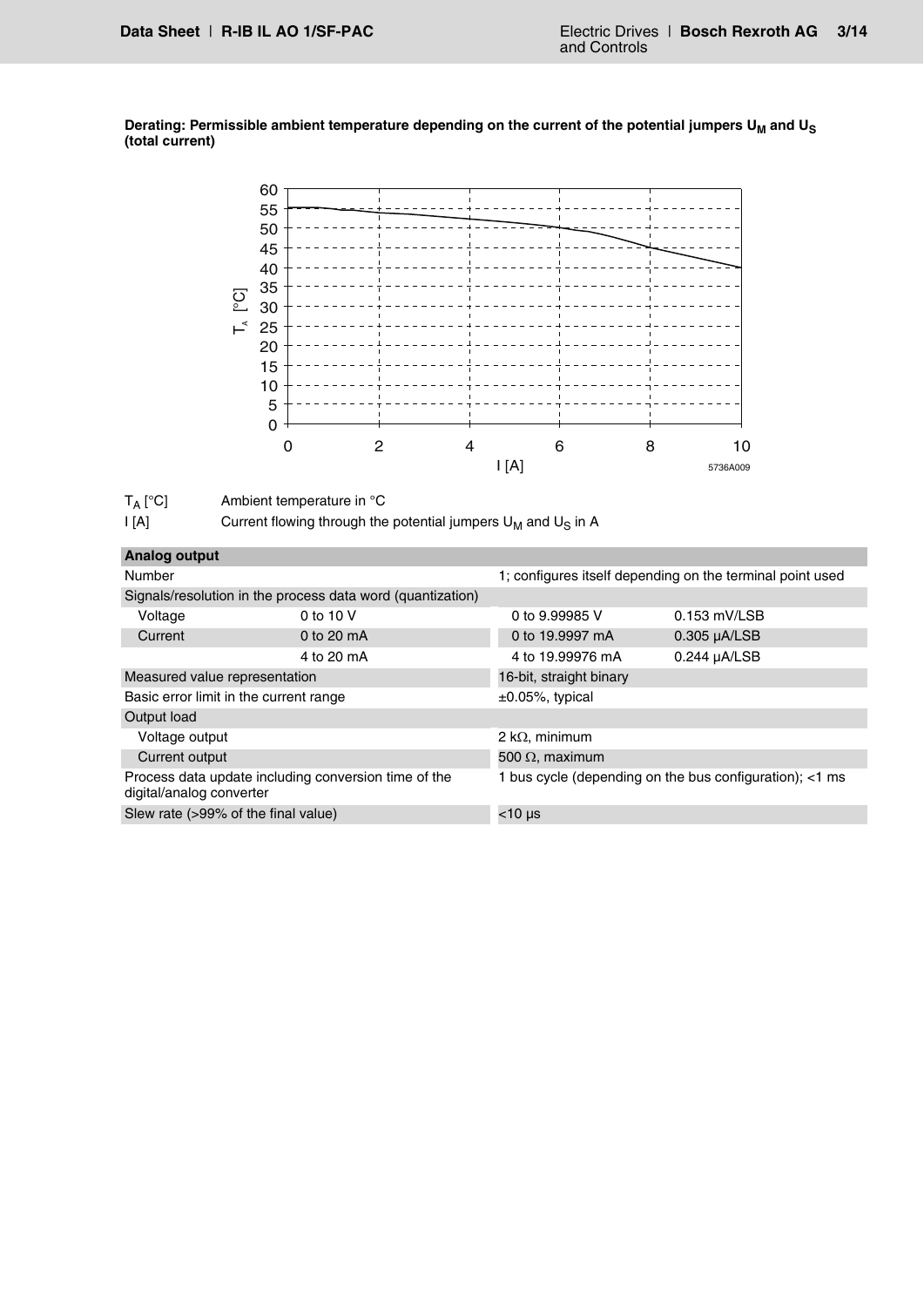**Derating: Permissible ambient temperature depending on the current of the potential jumpers $U_M$ and $U_S$ (total current)**

| | |
|---|---|
| $T_A$ [°C] | Ambient temperature in °C |
| I [A] | Current flowing through the potential jumpers $U_M$ and $U_S$ in A |

| **Analog output** | | | |
|---|---|---|---|
| Number | | 1; configures itself depending on the terminal point used | |
| Signals/resolution in the process data word (quantization) | | | |
| Voltage | 0 to 10 V | 0 to 9.99985 V | 0.153 mV/LSB |
| Current | 0 to 20 mA | 0 to 19.9997 mA | 0.305 µA/LSB |
| | 4 to 20 mA | 4 to 19.99976 mA | 0.244 µA/LSB |
| Measured value representation | | 16-bit, straight binary | |
| Basic error limit in the current range | | ±0.05%, typical | |
| Output load | | | |
| Voltage output | | 2 kΩ, minimum | |
| Current output | | 500 Ω, maximum | |
| Process data update including conversion time of the digital/analog converter | | 1 bus cycle (depending on the bus configuration); <1 ms | |
| Slew rate (>99% of the final value) | | <10 µs | |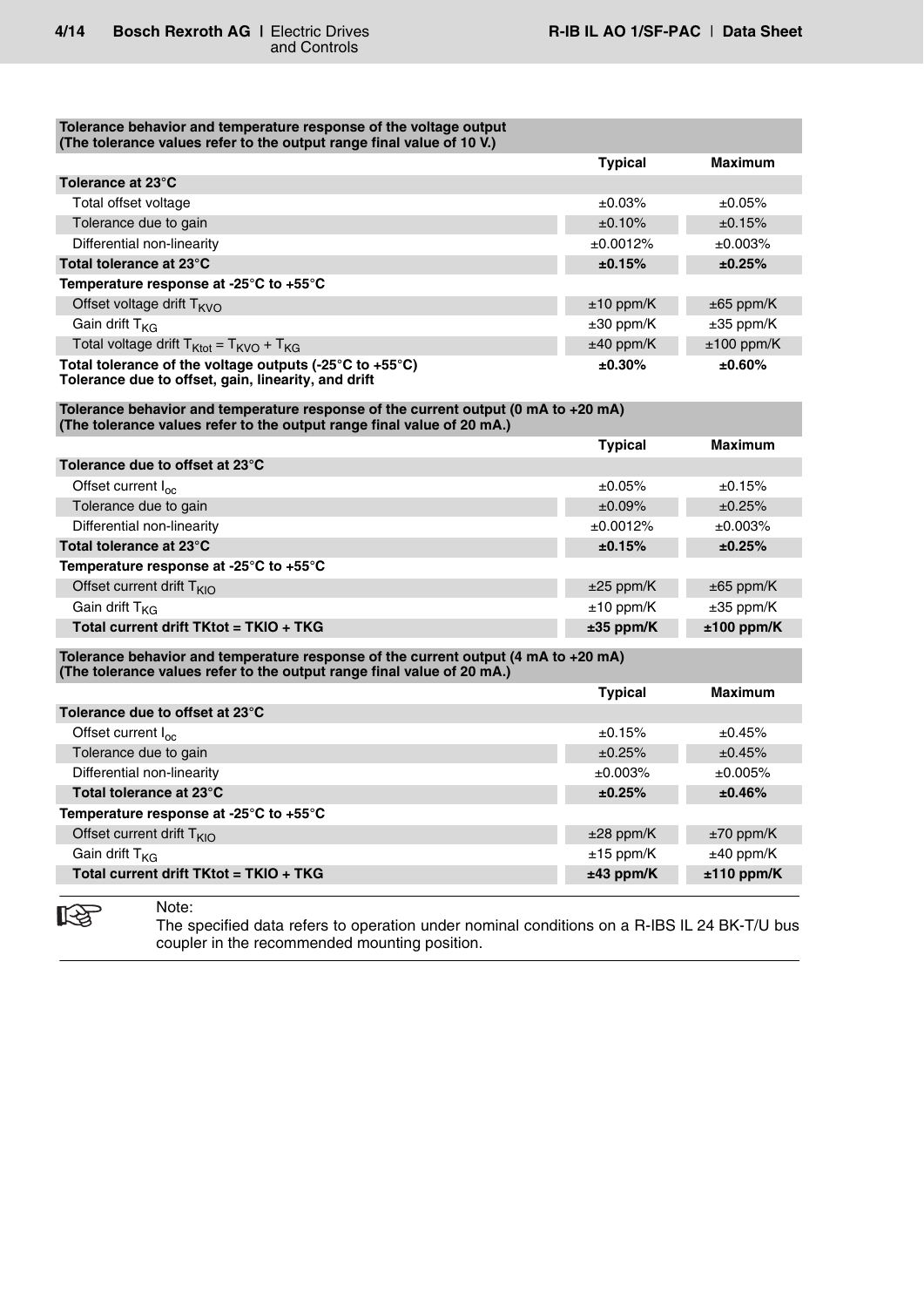| Tolerance behavior and temperature response of the voltage output (The tolerance values refer to the output range final value of 10 V.) | Typical | Maximum |
|---|---|---|
| **Tolerance at 23°C** | | |
| Total offset voltage | ±0.03% | ±0.05% |
| Tolerance due to gain | ±0.10% | ±0.15% |
| Differential non-linearity | ±0.0012% | ±0.003% |
| **Total tolerance at 23°C** | **±0.15%** | **±0.25%** |
| **Temperature response at -25°C to +55°C** | | |
| Offset voltage drift $T_{KVO}$ | ±10 ppm/K | ±65 ppm/K |
| Gain drift $T_{KG}$ | ±30 ppm/K | ±35 ppm/K |
| Total voltage drift $T_{Ktot} = T_{KVO} + T_{KG}$ | ±40 ppm/K | ±100 ppm/K |
| **Total tolerance of the voltage outputs (-25°C to +55°C) Tolerance due to offset, gain, linearity, and drift** | **±0.30%** | **±0.60%** |

| Tolerance behavior and temperature response of the current output (0 mA to +20 mA) (The tolerance values refer to the output range final value of 20 mA.) | Typical | Maximum |
|---|---|---|
| **Tolerance due to offset at 23°C** | | |
| Offset current $I_{oc}$ | ±0.05% | ±0.15% |
| Tolerance due to gain | ±0.09% | ±0.25% |
| Differential non-linearity | ±0.0012% | ±0.003% |
| **Total tolerance at 23°C** | **±0.15%** | **±0.25%** |
| **Temperature response at -25°C to +55°C** | | |
| Offset current drift $T_{KIO}$ | ±25 ppm/K | ±65 ppm/K |
| Gain drift $T_{KG}$ | ±10 ppm/K | ±35 ppm/K |
| **Total current drift TKtot = TKIO + TKG** | **±35 ppm/K** | **±100 ppm/K** |

| Tolerance behavior and temperature response of the current output (4 mA to +20 mA) (The tolerance values refer to the output range final value of 20 mA.) | Typical | Maximum |
|---|---|---|
| **Tolerance due to offset at 23°C** | | |
| Offset current $I_{oc}$ | ±0.15% | ±0.45% |
| Tolerance due to gain | ±0.25% | ±0.45% |
| Differential non-linearity | ±0.003% | ±0.005% |
| **Total tolerance at 23°C** | **±0.25%** | **±0.46%** |
| **Temperature response at -25°C to +55°C** | | |
| Offset current drift $T_{KIO}$ | ±28 ppm/K | ±70 ppm/K |
| Gain drift $T_{KG}$ | ±15 ppm/K | ±40 ppm/K |
| **Total current drift TKtot = TKIO + TKG** | **±43 ppm/K** | **±110 ppm/K** |

Note:
The specified data refers to operation under nominal conditions on a R-IBS IL 24 BK-T/U bus coupler in the recommended mounting position.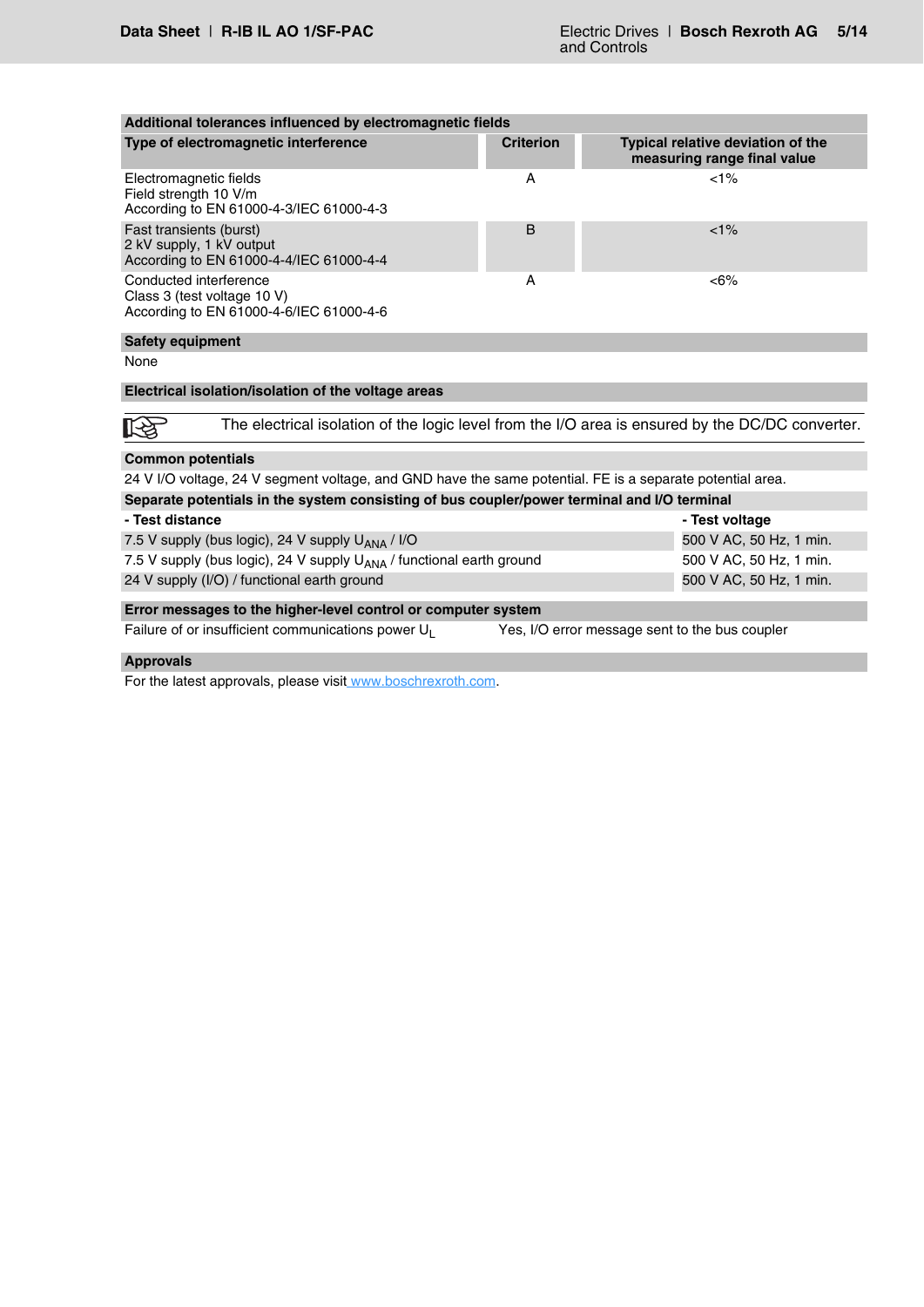| Additional tolerances influenced by electromagnetic fields | | |
|---|---|---|
| **Type of electromagnetic interference** | **Criterion** | **Typical relative deviation of the measuring range final value** |
| Electromagnetic fields<br>Field strength 10 V/m<br>According to EN 61000-4-3/IEC 61000-4-3 | A | <1% |
| Fast transients (burst)<br>2 kV supply, 1 kV output<br>According to EN 61000-4-4/IEC 61000-4-4 | B | <1% |
| Conducted interference<br>Class 3 (test voltage 10 V)<br>According to EN 61000-4-6/IEC 61000-4-6 | A | <6% |

**Safety equipment**

None

**Electrical isolation/isolation of the voltage areas**

The electrical isolation of the logic level from the I/O area is ensured by the DC/DC converter.

**Common potentials**

24 V I/O voltage, 24 V segment voltage, and GND have the same potential. FE is a separate potential area.

| Separate potentials in the system consisting of bus coupler/power terminal and I/O terminal | |
|---|---|
| **- Test distance** | **- Test voltage** |
| 7.5 V supply (bus logic), 24 V supply $U_{ANA}$ / I/O | 500 V AC, 50 Hz, 1 min. |
| 7.5 V supply (bus logic), 24 V supply $U_{ANA}$ / functional earth ground | 500 V AC, 50 Hz, 1 min. |
| 24 V supply (I/O) / functional earth ground | 500 V AC, 50 Hz, 1 min. |

**Error messages to the higher-level control or computer system**

| | |
|---|---|
| Failure of or insufficient communications power $U_L$ | Yes, I/O error message sent to the bus coupler |

**Approvals**

For the latest approvals, please visit www.boschrexroth.com.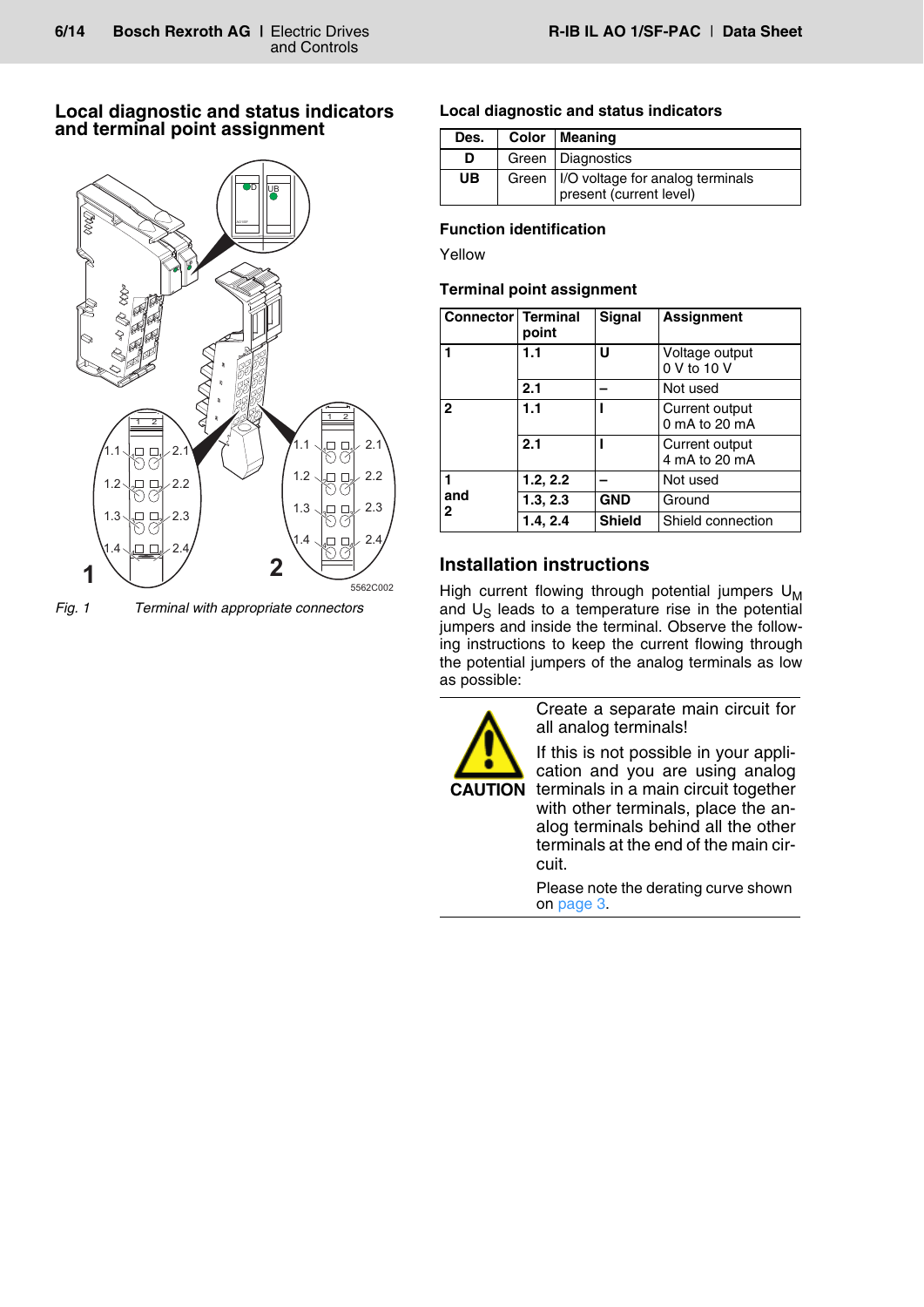## Local diagnostic and status indicators and terminal point assignment

*Fig. 1 Terminal with appropriate connectors*

### Local diagnostic and status indicators

| Des. | Color | Meaning |
|---|---|---|
| D | Green | Diagnostics |
| UB | Green | I/O voltage for analog terminals present (current level) |

### Function identification

Yellow

### Terminal point assignment

| Connector | Terminal point | Signal | Assignment |
|---|---|---|---|
| **1** | **1.1** | **U** | Voltage output 0 V to 10 V |
| | **2.1** | **–** | Not used |
| **2** | **1.1** | **I** | Current output 0 mA to 20 mA |
| | **2.1** | **I** | Current output 4 mA to 20 mA |
| **1 and 2** | **1.2, 2.2** | **–** | Not used |
| | **1.3, 2.3** | **GND** | Ground |
| | **1.4, 2.4** | **Shield** | Shield connection |

## Installation instructions

High current flowing through potential jumpers $U_M$ and $U_S$ leads to a temperature rise in the potential jumpers and inside the terminal. Observe the following instructions to keep the current flowing through the potential jumpers of the analog terminals as low as possible:

**CAUTION**

Create a separate main circuit for all analog terminals!

If this is not possible in your application and you are using analog terminals in a main circuit together with other terminals, place the analog terminals behind all the other terminals at the end of the main circuit.

Please note the derating curve shown on page 3.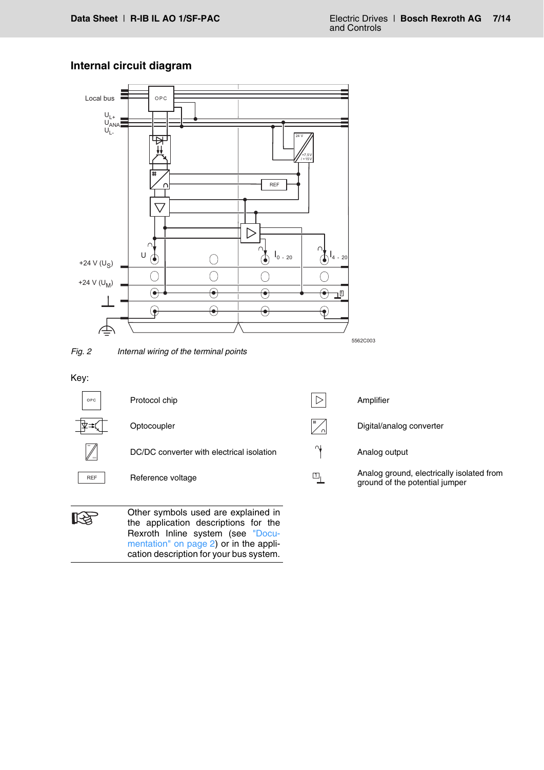## Internal circuit diagram

*Fig. 2 Internal wiring of the terminal points*

Key:

| Symbol | Description | Symbol | Description |
|---|---|---|---|
| OPC | Protocol chip | | Amplifier |
| | Optocoupler | | Digital/analog converter |
| | DC/DC converter with electrical isolation | | Analog output |
| REF | Reference voltage | | Analog ground, electrically isolated from ground of the potential jumper |

Other symbols used are explained in the application descriptions for the Rexroth Inline system (see "Documentation" on page 2) or in the application description for your bus system.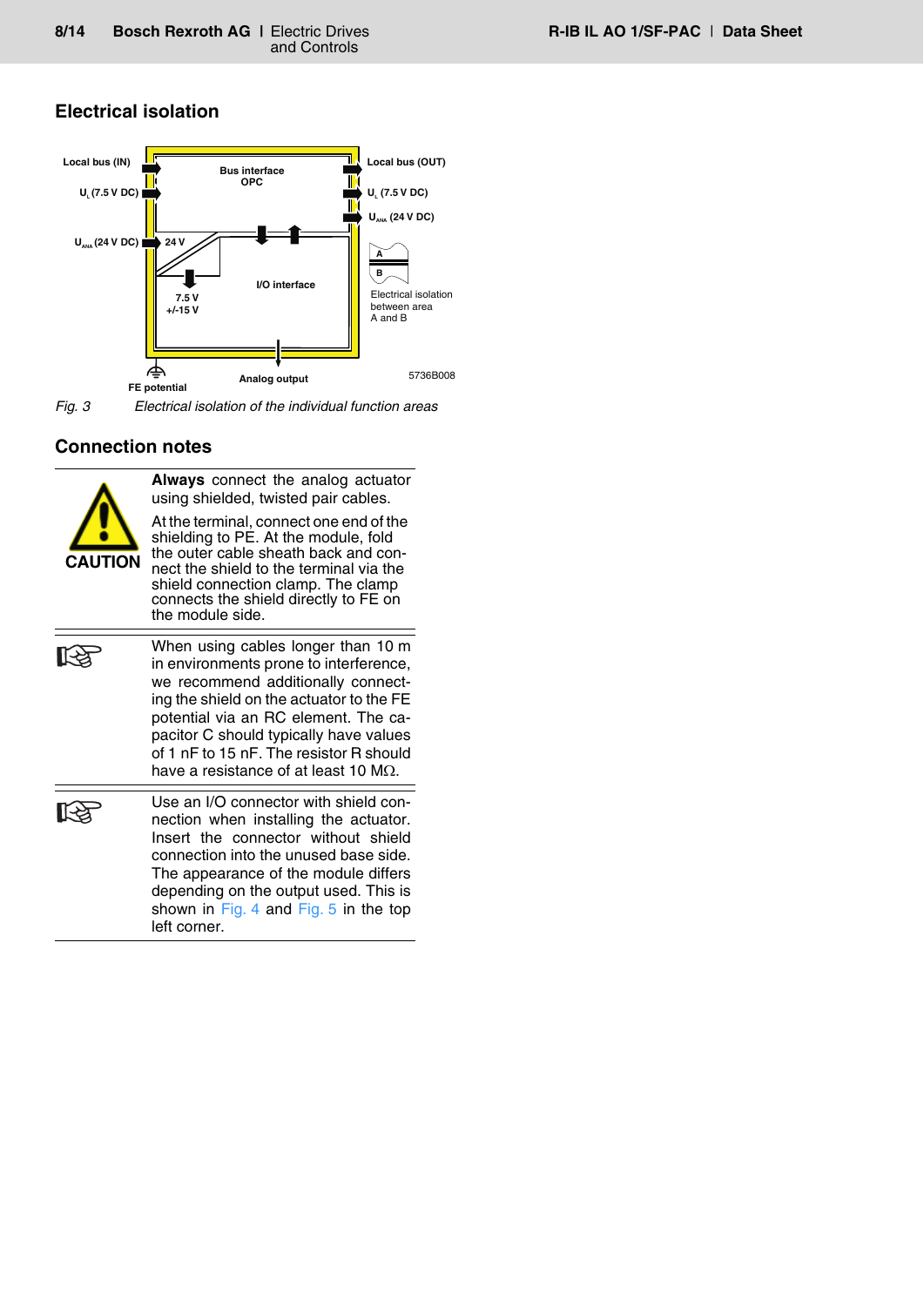## Electrical isolation

Fig. 3 *Electrical isolation of the individual function areas*

## Connection notes

**CAUTION**

**Always** connect the analog actuator using shielded, twisted pair cables.

At the terminal, connect one end of the shielding to PE. At the module, fold the outer cable sheath back and connect the shield to the terminal via the shield connection clamp. The clamp connects the shield directly to FE on the module side.

When using cables longer than 10 m in environments prone to interference, we recommend additionally connecting the shield on the actuator to the FE potential via an RC element. The capacitor C should typically have values of 1 nF to 15 nF. The resistor R should have a resistance of at least 10 MΩ.

Use an I/O connector with shield connection when installing the actuator. Insert the connector without shield connection into the unused base side. The appearance of the module differs depending on the output used. This is shown in Fig. 4 and Fig. 5 in the top left corner.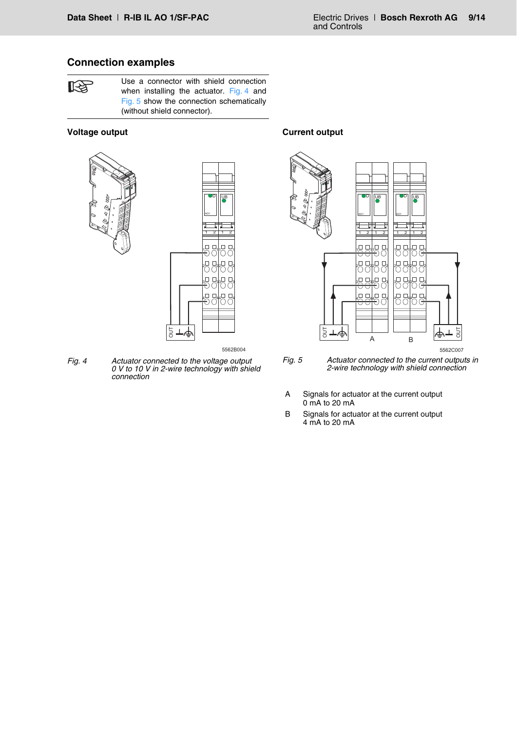## Connection examples

Use a connector with shield connection when installing the actuator. Fig. 4 and Fig. 5 show the connection schematically (without shield connector).

### Voltage output

Fig. 4 Actuator connected to the voltage output 0 V to 10 V in 2-wire technology with shield connection

### Current output

Fig. 5 Actuator connected to the current outputs in 2-wire technology with shield connection

A Signals for actuator at the current output 0 mA to 20 mA

B Signals for actuator at the current output 4 mA to 20 mA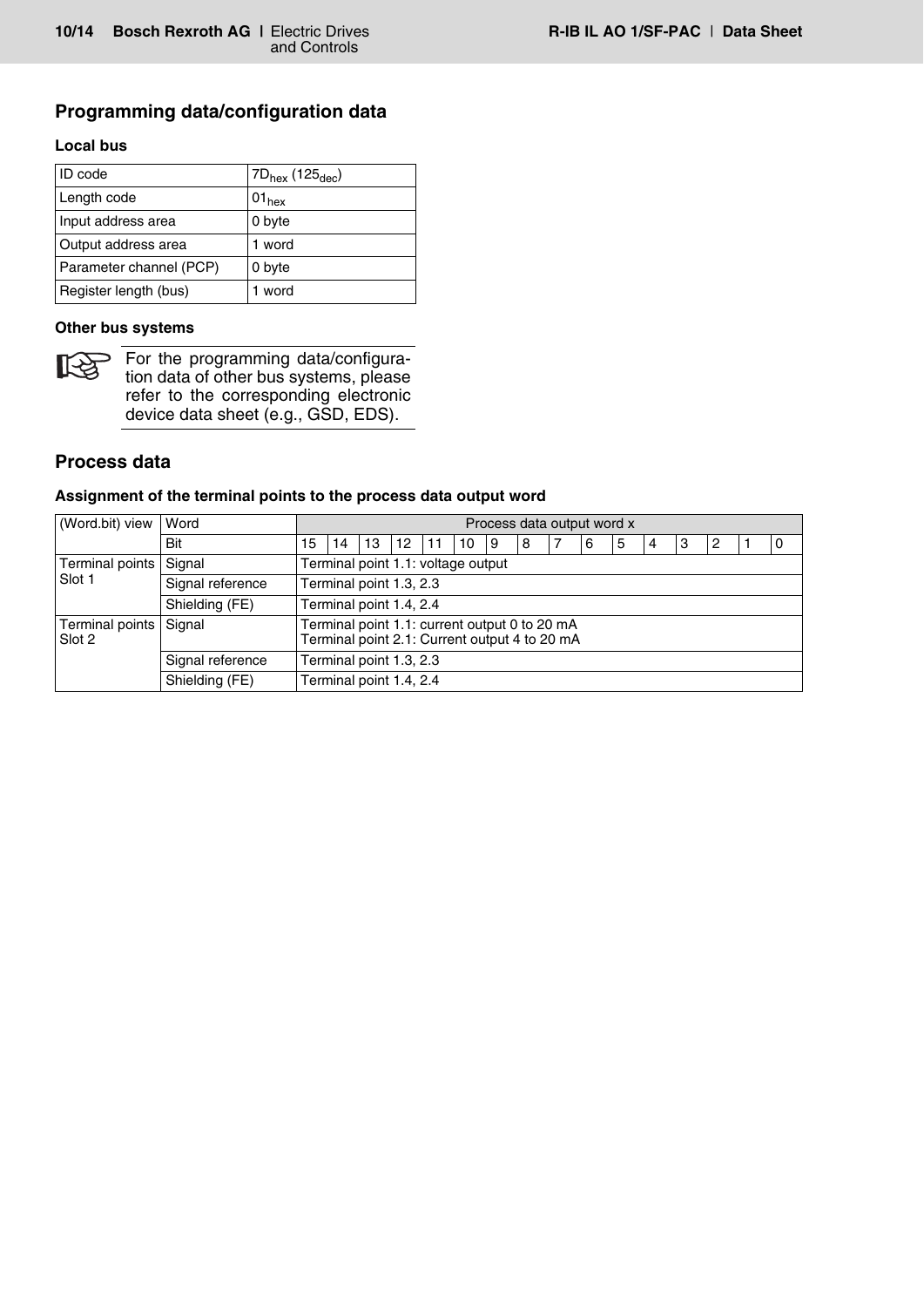## Programming data/configuration data

### Local bus

| ID code | $7D_{hex}$ ($125_{dec}$) |
|---|---|
| Length code | $01_{hex}$ |
| Input address area | 0 byte |
| Output address area | 1 word |
| Parameter channel (PCP) | 0 byte |
| Register length (bus) | 1 word |

### Other bus systems

For the programming data/configuration data of other bus systems, please refer to the corresponding electronic device data sheet (e.g., GSD, EDS).

## Process data

### Assignment of the terminal points to the process data output word

| (Word.bit) view | Word | Process data output word x | | | | | | | | | | | | | | | |
|---|---|---|---|---|---|---|---|---|---|---|---|---|---|---|---|---|---|
| | Bit | 15 | 14 | 13 | 12 | 11 | 10 | 9 | 8 | 7 | 6 | 5 | 4 | 3 | 2 | 1 | 0 |
| Terminal points Slot 1 | Signal | Terminal point 1.1: voltage output | | | | | | | | | | | | | | | |
| | Signal reference | Terminal point 1.3, 2.3 | | | | | | | | | | | | | | | |
| | Shielding (FE) | Terminal point 1.4, 2.4 | | | | | | | | | | | | | | | |
| Terminal points Slot 2 | Signal | Terminal point 1.1: current output 0 to 20 mA<br>Terminal point 2.1: Current output 4 to 20 mA | | | | | | | | | | | | | | | |
| | Signal reference | Terminal point 1.3, 2.3 | | | | | | | | | | | | | | | |
| | Shielding (FE) | Terminal point 1.4, 2.4 | | | | | | | | | | | | | | | |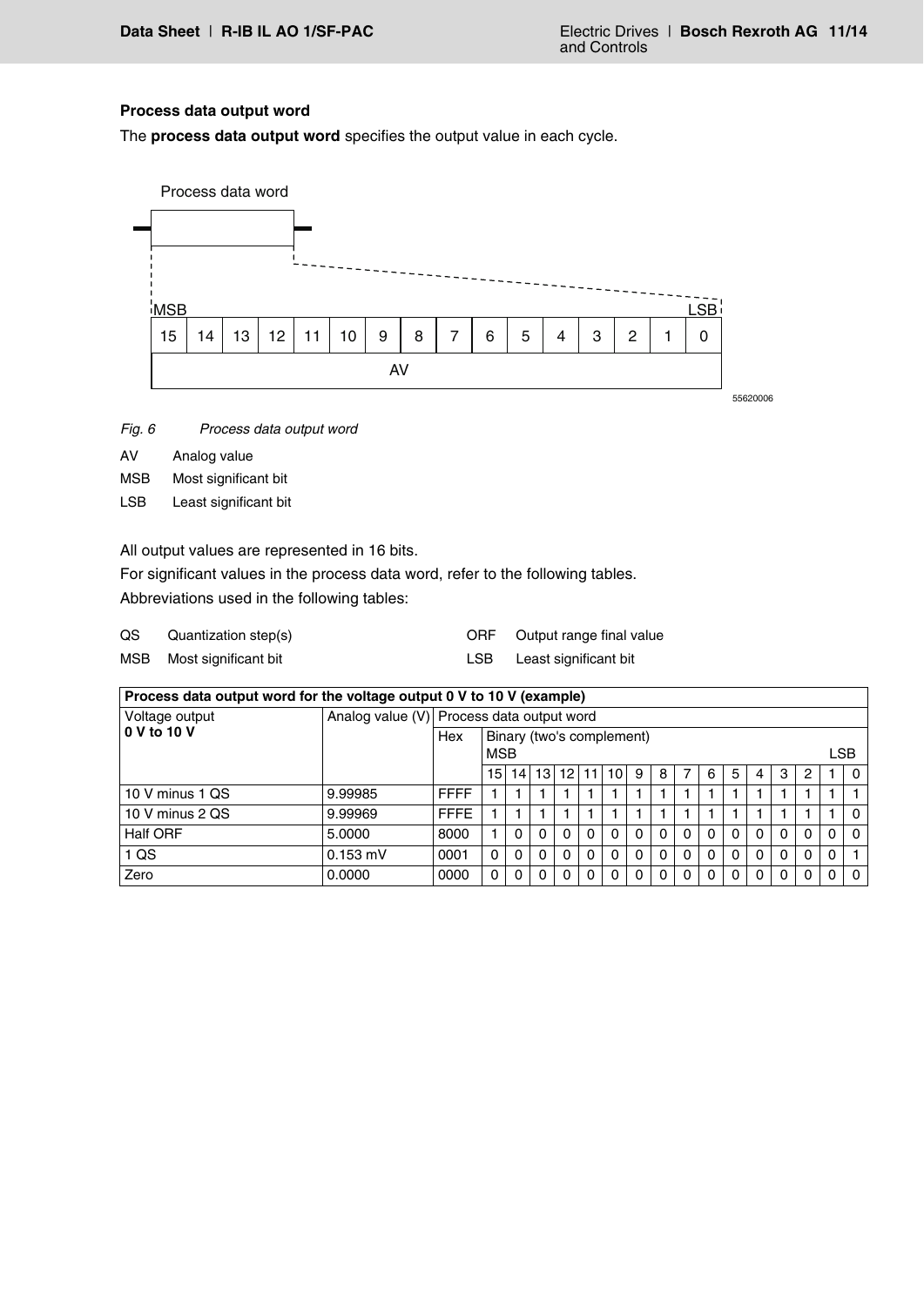### Process data output word

The **process data output word** specifies the output value in each cycle.

Process data word

| MSB | | | | | | | | | | | | | | | LSB |
|---|---|---|---|---|---|---|---|---|---|---|---|---|---|---|---|
| 15 | 14 | 13 | 12 | 11 | 10 | 9 | 8 | 7 | 6 | 5 | 4 | 3 | 2 | 1 | 0 |
| AV | | | | | | | | | | | | | | | |

55620006

*Fig. 6 Process data output word*

AV Analog value

MSB Most significant bit

LSB Least significant bit

All output values are represented in 16 bits.

For significant values in the process data word, refer to the following tables.

Abbreviations used in the following tables:

QS Quantization step(s)

MSB Most significant bit

ORF Output range final value

LSB Least significant bit

**Process data output word for the voltage output 0 V to 10 V (example)**

| Voltage output **0 V to 10 V** | Analog value (V) | Process data output word | | | | | | | | | | | | | | | | |
|---|---|---|---|---|---|---|---|---|---|---|---|---|---|---|---|---|---|---|
| | | Hex | Binary (two's complement) MSB | | | | | | | | | | | | | | | LSB |
| | | | 15 | 14 | 13 | 12 | 11 | 10 | 9 | 8 | 7 | 6 | 5 | 4 | 3 | 2 | 1 | 0 |
| 10 V minus 1 QS | 9.99985 | FFFF | 1 | 1 | 1 | 1 | 1 | 1 | 1 | 1 | 1 | 1 | 1 | 1 | 1 | 1 | 1 | 1 |
| 10 V minus 2 QS | 9.99969 | FFFE | 1 | 1 | 1 | 1 | 1 | 1 | 1 | 1 | 1 | 1 | 1 | 1 | 1 | 1 | 1 | 0 |
| Half ORF | 5.0000 | 8000 | 1 | 0 | 0 | 0 | 0 | 0 | 0 | 0 | 0 | 0 | 0 | 0 | 0 | 0 | 0 | 0 |
| 1 QS | 0.153 mV | 0001 | 0 | 0 | 0 | 0 | 0 | 0 | 0 | 0 | 0 | 0 | 0 | 0 | 0 | 0 | 0 | 1 |
| Zero | 0.0000 | 0000 | 0 | 0 | 0 | 0 | 0 | 0 | 0 | 0 | 0 | 0 | 0 | 0 | 0 | 0 | 0 | 0 |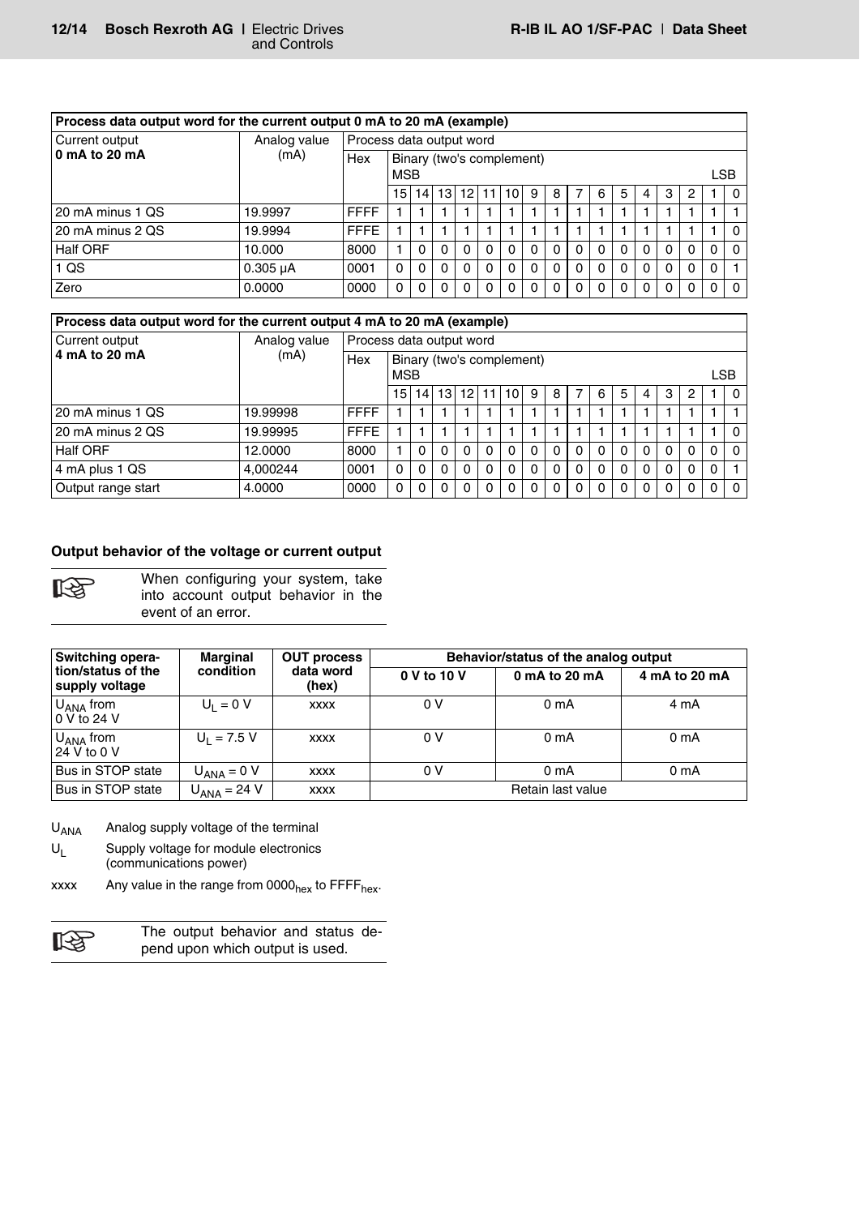| Process data output word for the current output 0 mA to 20 mA (example) | | | | | | | | | | | | | | | | | | |
|---|---|---|---|---|---|---|---|---|---|---|---|---|---|---|---|---|---|---|
| Current output **0 mA to 20 mA** | Analog value (mA) | Process data output word | | | | | | | | | | | | | | | | |
| | | Hex | Binary (two's complement) MSB | | | | | | | | | | | | | | | LSB |
| | | | 15 | 14 | 13 | 12 | 11 | 10 | 9 | 8 | 7 | 6 | 5 | 4 | 3 | 2 | 1 | 0 |
| 20 mA minus 1 QS | 19.9997 | FFFF | 1 | 1 | 1 | 1 | 1 | 1 | 1 | 1 | 1 | 1 | 1 | 1 | 1 | 1 | 1 | 1 |
| 20 mA minus 2 QS | 19.9994 | FFFE | 1 | 1 | 1 | 1 | 1 | 1 | 1 | 1 | 1 | 1 | 1 | 1 | 1 | 1 | 1 | 0 |
| Half ORF | 10.000 | 8000 | 1 | 0 | 0 | 0 | 0 | 0 | 0 | 0 | 0 | 0 | 0 | 0 | 0 | 0 | 0 | 0 |
| 1 QS | 0.305 μA | 0001 | 0 | 0 | 0 | 0 | 0 | 0 | 0 | 0 | 0 | 0 | 0 | 0 | 0 | 0 | 0 | 1 |
| Zero | 0.0000 | 0000 | 0 | 0 | 0 | 0 | 0 | 0 | 0 | 0 | 0 | 0 | 0 | 0 | 0 | 0 | 0 | 0 |

| Process data output word for the current output 4 mA to 20 mA (example) | | | | | | | | | | | | | | | | | | |
|---|---|---|---|---|---|---|---|---|---|---|---|---|---|---|---|---|---|---|
| Current output **4 mA to 20 mA** | Analog value (mA) | Process data output word | | | | | | | | | | | | | | | | |
| | | Hex | Binary (two's complement) MSB | | | | | | | | | | | | | | | LSB |
| | | | 15 | 14 | 13 | 12 | 11 | 10 | 9 | 8 | 7 | 6 | 5 | 4 | 3 | 2 | 1 | 0 |
| 20 mA minus 1 QS | 19.99998 | FFFF | 1 | 1 | 1 | 1 | 1 | 1 | 1 | 1 | 1 | 1 | 1 | 1 | 1 | 1 | 1 | 1 |
| 20 mA minus 2 QS | 19.99995 | FFFE | 1 | 1 | 1 | 1 | 1 | 1 | 1 | 1 | 1 | 1 | 1 | 1 | 1 | 1 | 1 | 0 |
| Half ORF | 12.0000 | 8000 | 1 | 0 | 0 | 0 | 0 | 0 | 0 | 0 | 0 | 0 | 0 | 0 | 0 | 0 | 0 | 0 |
| 4 mA plus 1 QS | 4,000244 | 0001 | 0 | 0 | 0 | 0 | 0 | 0 | 0 | 0 | 0 | 0 | 0 | 0 | 0 | 0 | 0 | 1 |
| Output range start | 4.0000 | 0000 | 0 | 0 | 0 | 0 | 0 | 0 | 0 | 0 | 0 | 0 | 0 | 0 | 0 | 0 | 0 | 0 |

### Output behavior of the voltage or current output

> When configuring your system, take into account output behavior in the event of an error.

| Switching operation/status of the supply voltage | Marginal condition | OUT process data word (hex) | Behavior/status of the analog output | | |
|---|---|---|---|---|---|
| | | | **0 V to 10 V** | **0 mA to 20 mA** | **4 mA to 20 mA** |
| $U_{ANA}$ from 0 V to 24 V | $U_L$ = 0 V | xxxx | 0 V | 0 mA | 4 mA |
| $U_{ANA}$ from 24 V to 0 V | $U_L$ = 7.5 V | xxxx | 0 V | 0 mA | 0 mA |
| Bus in STOP state | $U_{ANA}$ = 0 V | xxxx | 0 V | 0 mA | 0 mA |
| Bus in STOP state | $U_{ANA}$ = 24 V | xxxx | Retain last value | | |

$U_{ANA}$ Analog supply voltage of the terminal

$U_L$ Supply voltage for module electronics (communications power)

xxxx Any value in the range from $0000_{hex}$ to $FFFF_{hex}$.

> The output behavior and status depend upon which output is used.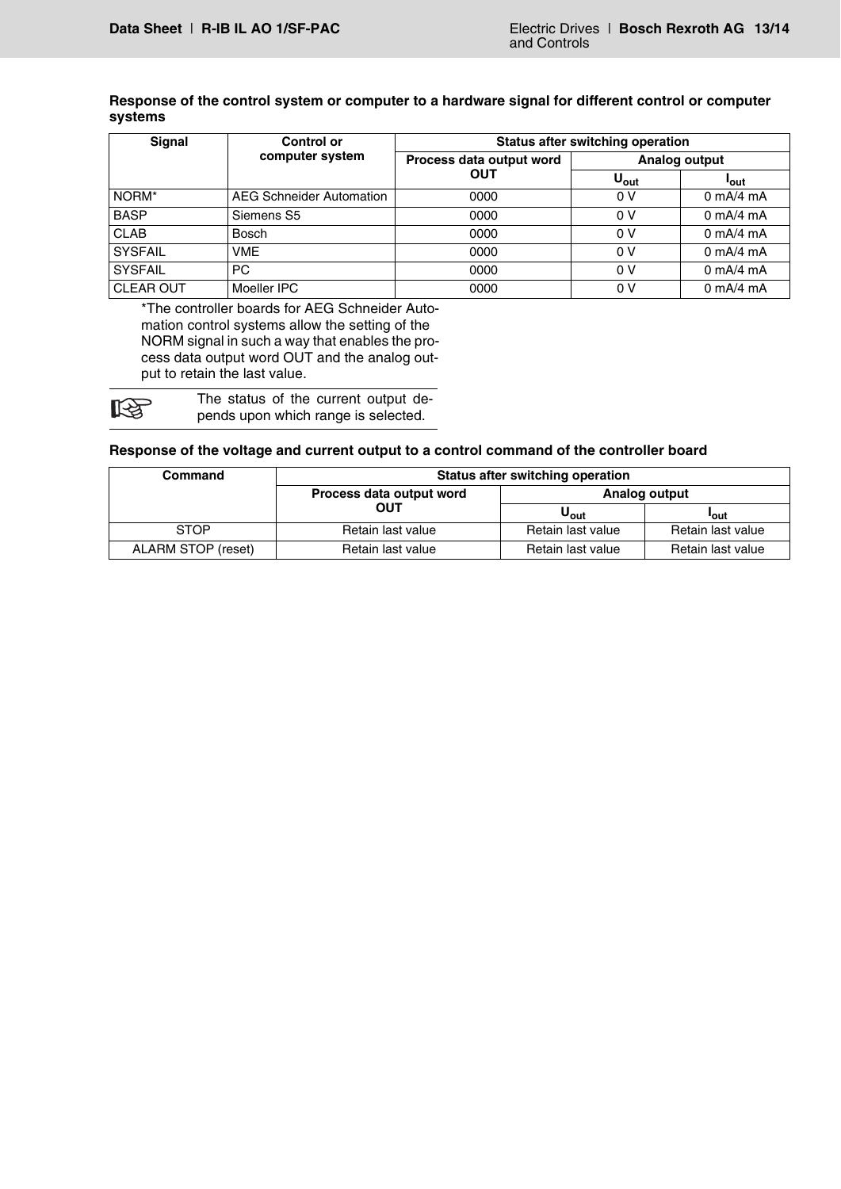### Response of the control system or computer to a hardware signal for different control or computer systems

| Signal | Control or computer system | Status after switching operation | | |
|---|---|---|---|---|
| | | Process data output word OUT | Analog output | |
| | | | $U_{out}$ | $I_{out}$ |
| NORM* | AEG Schneider Automation | 0000 | 0 V | 0 mA/4 mA |
| BASP | Siemens S5 | 0000 | 0 V | 0 mA/4 mA |
| CLAB | Bosch | 0000 | 0 V | 0 mA/4 mA |
| SYSFAIL | VME | 0000 | 0 V | 0 mA/4 mA |
| SYSFAIL | PC | 0000 | 0 V | 0 mA/4 mA |
| CLEAR OUT | Moeller IPC | 0000 | 0 V | 0 mA/4 mA |

*The controller boards for AEG Schneider Automation control systems allow the setting of the NORM signal in such a way that enables the process data output word OUT and the analog output to retain the last value.

☞ The status of the current output depends upon which range is selected.

### Response of the voltage and current output to a control command of the controller board

| Command | Status after switching operation | | |
|---|---|---|---|
| | Process data output word OUT | Analog output | |
| | | $U_{out}$ | $I_{out}$ |
| STOP | Retain last value | Retain last value | Retain last value |
| ALARM STOP (reset) | Retain last value | Retain last value | Retain last value |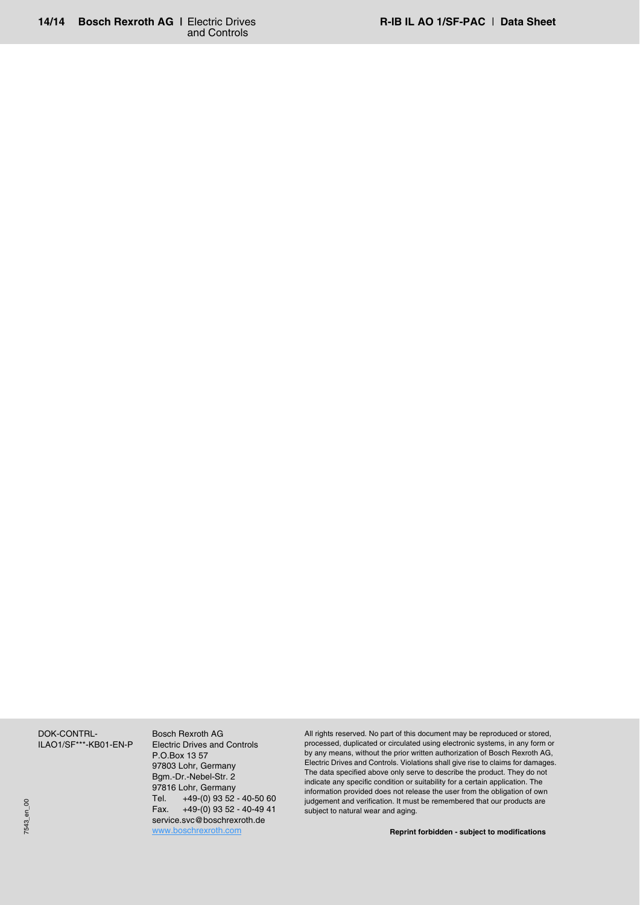DOK-CONTRL-ILAO1/SF***-KB01-EN-P

Bosch Rexroth AG
Electric Drives and Controls
P.O.Box 13 57
97803 Lohr, Germany
Bgm.-Dr.-Nebel-Str. 2
97816 Lohr, Germany
Tel. +49-(0) 93 52 - 40-50 60
Fax. +49-(0) 93 52 - 40-49 41
service.svc@boschrexroth.de
www.boschrexroth.com

All rights reserved. No part of this document may be reproduced or stored, processed, duplicated or circulated using electronic systems, in any form or by any means, without the prior written authorization of Bosch Rexroth AG, Electric Drives and Controls. Violations shall give rise to claims for damages. The data specified above only serve to describe the product. They do not indicate any specific condition or suitability for a certain application. The information provided does not release the user from the obligation of own judgement and verification. It must be remembered that our products are subject to natural wear and aging.

**Reprint forbidden - subject to modifications**

7543_en_00